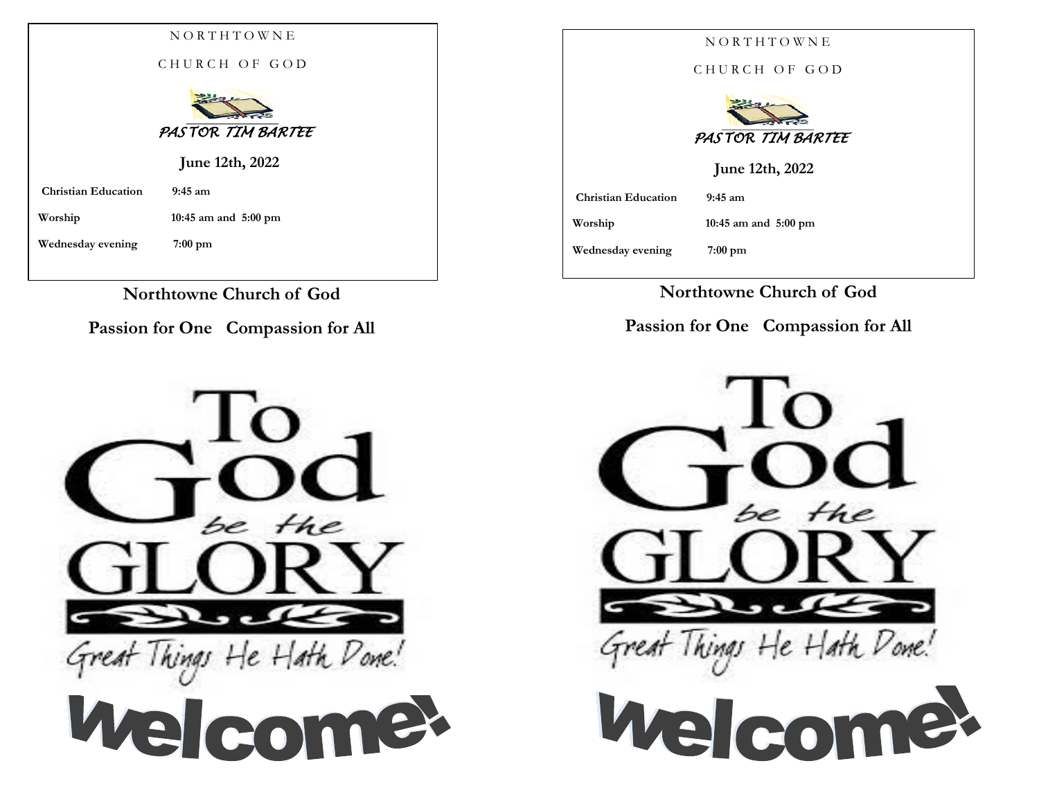NORTHTOWNE

CHURCH OF GOD

*PASTOR TIM BARTEE*

**June 12th, 2022**

| | |
|---|---|
| **Christian Education** | **9:45 am** |
| **Worship** | **10:45 am and 5:00 pm** |
| **Wednesday evening** | **7:00 pm** |

**Northtowne Church of God**

**Passion for One Compassion for All**

To God be the GLORY

Great Things He Hath Done!

Welcome!

NORTHTOWNE

CHURCH OF GOD

*PASTOR TIM BARTEE*

**June 12th, 2022**

| | |
|---|---|
| **Christian Education** | **9:45 am** |
| **Worship** | **10:45 am and 5:00 pm** |
| **Wednesday evening** | **7:00 pm** |

**Northtowne Church of God**

**Passion for One Compassion for All**

To God be the GLORY

Great Things He Hath Done!

Welcome!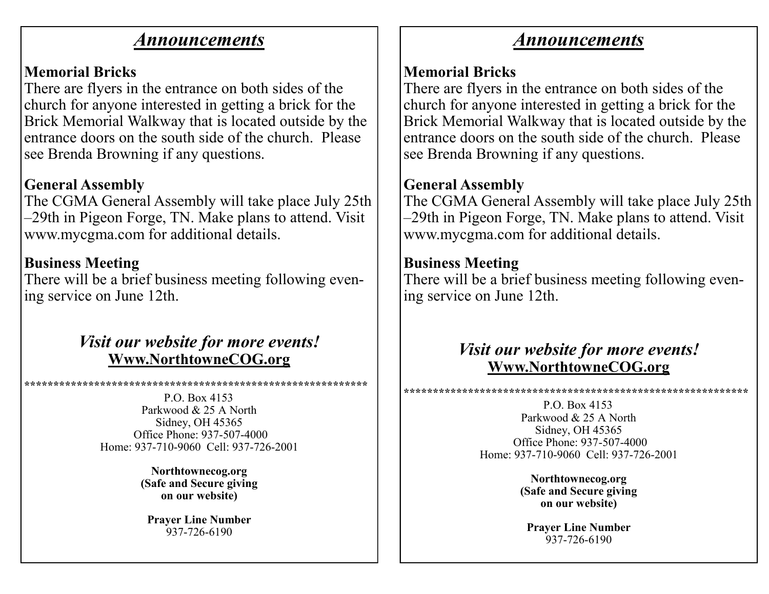# *Announcements*

**Memorial Bricks**
There are flyers in the entrance on both sides of the church for anyone interested in getting a brick for the Brick Memorial Walkway that is located outside by the entrance doors on the south side of the church. Please see Brenda Browning if any questions.

**General Assembly**
The CGMA General Assembly will take place July 25th –29th in Pigeon Forge, TN. Make plans to attend. Visit www.mycgma.com for additional details.

**Business Meeting**
There will be a brief business meeting following evening service on June 12th.

***Visit our website for more events!***
**Www.NorthtowneCOG.org**

************************************************************

P.O. Box 4153
Parkwood & 25 A North
Sidney, OH 45365
Office Phone: 937-507-4000
Home: 937-710-9060 Cell: 937-726-2001

**Northtownecog.org**
**(Safe and Secure giving on our website)**

**Prayer Line Number**
937-726-6190

# *Announcements*

**Memorial Bricks**
There are flyers in the entrance on both sides of the church for anyone interested in getting a brick for the Brick Memorial Walkway that is located outside by the entrance doors on the south side of the church. Please see Brenda Browning if any questions.

**General Assembly**
The CGMA General Assembly will take place July 25th –29th in Pigeon Forge, TN. Make plans to attend. Visit www.mycgma.com for additional details.

**Business Meeting**
There will be a brief business meeting following evening service on June 12th.

***Visit our website for more events!***
**Www.NorthtowneCOG.org**

************************************************************

P.O. Box 4153
Parkwood & 25 A North
Sidney, OH 45365
Office Phone: 937-507-4000
Home: 937-710-9060 Cell: 937-726-2001

**Northtownecog.org**
**(Safe and Secure giving on our website)**

**Prayer Line Number**
937-726-6190